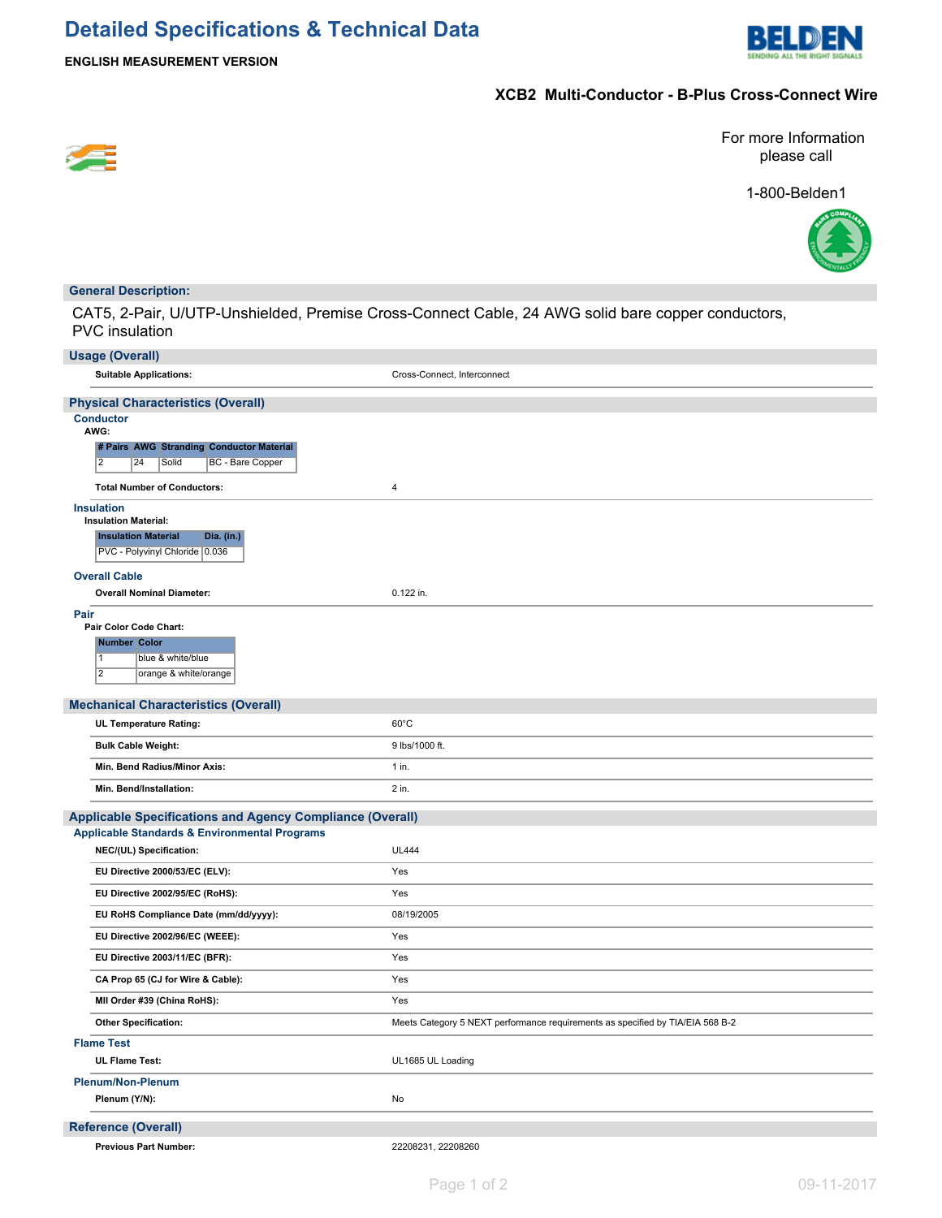# Detailed Specifications & Technical Data

**ENGLISH MEASUREMENT VERSION**

## XCB2 Multi-Conductor - B-Plus Cross-Connect Wire

For more Information please call

1-800-Belden1

## General Description:

CAT5, 2-Pair, U/UTP-Unshielded, Premise Cross-Connect Cable, 24 AWG solid bare copper conductors, PVC insulation

## Usage (Overall)

| | |
|---|---|
| **Suitable Applications:** | Cross-Connect, Interconnect |

## Physical Characteristics (Overall)

### Conductor

**AWG:**

| # Pairs | AWG | Stranding | Conductor Material |
|---|---|---|---|
| 2 | 24 | Solid | BC - Bare Copper |

| | |
|---|---|
| **Total Number of Conductors:** | 4 |

### Insulation

**Insulation Material:**

| Insulation Material | Dia. (in.) |
|---|---|
| PVC - Polyvinyl Chloride | 0.036 |

### Overall Cable

| | |
|---|---|
| **Overall Nominal Diameter:** | 0.122 in. |

### Pair

**Pair Color Code Chart:**

| Number | Color |
|---|---|
| 1 | blue & white/blue |
| 2 | orange & white/orange |

## Mechanical Characteristics (Overall)

| | |
|---|---|
| **UL Temperature Rating:** | 60°C |
| **Bulk Cable Weight:** | 9 lbs/1000 ft. |
| **Min. Bend Radius/Minor Axis:** | 1 in. |
| **Min. Bend/Installation:** | 2 in. |

## Applicable Specifications and Agency Compliance (Overall)

### Applicable Standards & Environmental Programs

| | |
|---|---|
| **NEC/(UL) Specification:** | UL444 |
| **EU Directive 2000/53/EC (ELV):** | Yes |
| **EU Directive 2002/95/EC (RoHS):** | Yes |
| **EU RoHS Compliance Date (mm/dd/yyyy):** | 08/19/2005 |
| **EU Directive 2002/96/EC (WEEE):** | Yes |
| **EU Directive 2003/11/EC (BFR):** | Yes |
| **CA Prop 65 (CJ for Wire & Cable):** | Yes |
| **MII Order #39 (China RoHS):** | Yes |
| **Other Specification:** | Meets Category 5 NEXT performance requirements as specified by TIA/EIA 568 B-2 |

### Flame Test

| | |
|---|---|
| **UL Flame Test:** | UL1685 UL Loading |

### Plenum/Non-Plenum

| | |
|---|---|
| **Plenum (Y/N):** | No |

## Reference (Overall)

| | |
|---|---|
| **Previous Part Number:** | 22208231, 22208260 |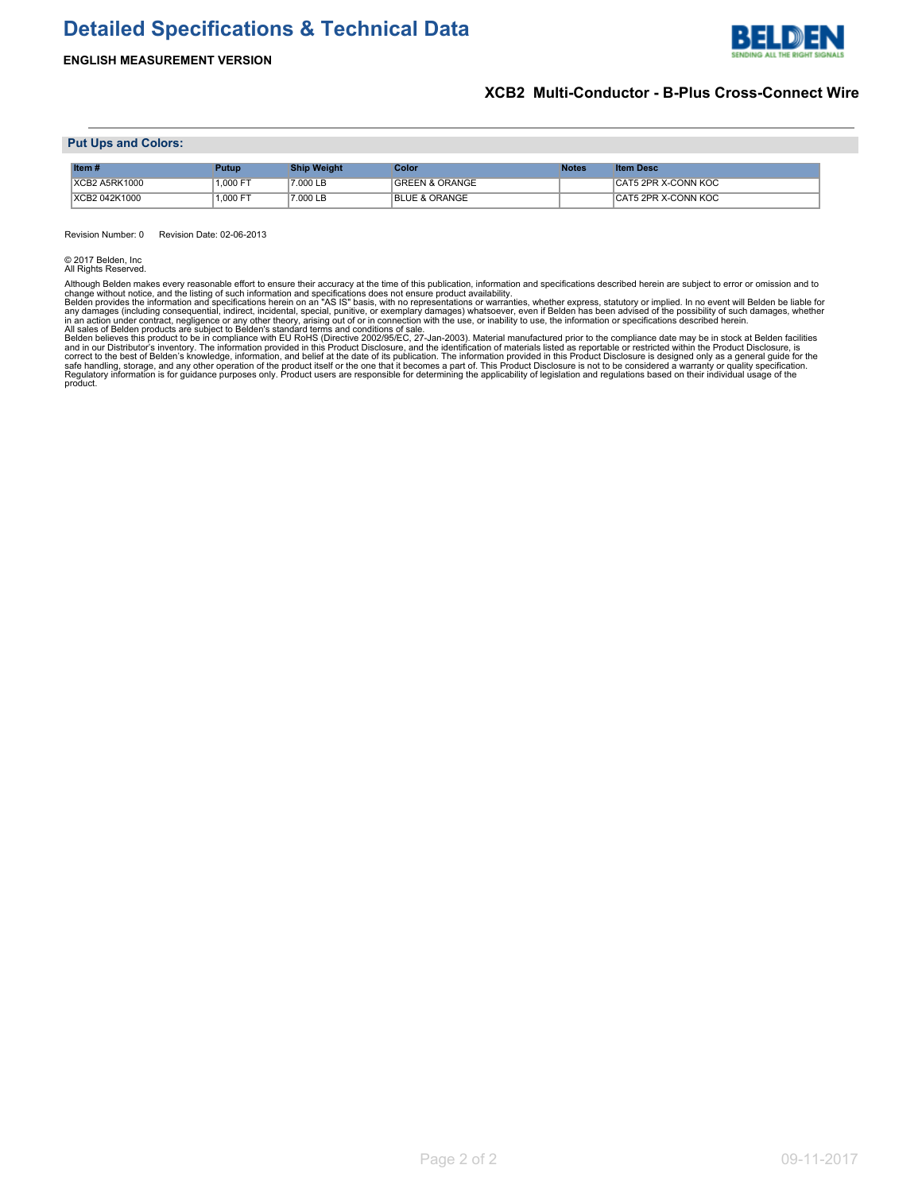## Put Ups and Colors:

| Item # | Putup | Ship Weight | Color | Notes | Item Desc |
| --- | --- | --- | --- | --- | --- |
| XCB2 A5RK1000 | 1,000 FT | 7.000 LB | GREEN & ORANGE | | CAT5 2PR X-CONN KOC |
| XCB2 042K1000 | 1,000 FT | 7.000 LB | BLUE & ORANGE | | CAT5 2PR X-CONN KOC |

Revision Number: 0 Revision Date: 02-06-2013

© 2017 Belden, Inc
All Rights Reserved.

Although Belden makes every reasonable effort to ensure their accuracy at the time of this publication, information and specifications described herein are subject to error or omission and to change without notice, and the listing of such information and specifications does not ensure product availability.
Belden provides the information and specifications herein on an "AS IS" basis, with no representations or warranties, whether express, statutory or implied. In no event will Belden be liable for any damages (including consequential, indirect, incidental, special, punitive, or exemplary damages) whatsoever, even if Belden has been advised of the possibility of such damages, whether in an action under contract, negligence or any other theory, arising out of or in connection with the use, or inability to use, the information or specifications described herein.
All sales of Belden products are subject to Belden's standard terms and conditions of sale.
Belden believes this product to be in compliance with EU RoHS (Directive 2002/95/EC, 27-Jan-2003). Material manufactured prior to the compliance date may be in stock at Belden facilities and in our Distributor's inventory. The information provided in this Product Disclosure, and the identification of materials listed as reportable or restricted within the Product Disclosure, is correct to the best of Belden's knowledge, information, and belief at the date of its publication. The information provided in this Product Disclosure is designed only as a general guide for the safe handling, storage, and any other operation of the product itself or the one that it becomes a part of. This Product Disclosure is not to be considered a warranty or quality specification. Regulatory information is for guidance purposes only. Product users are responsible for determining the applicability of legislation and regulations based on their individual usage of the product.